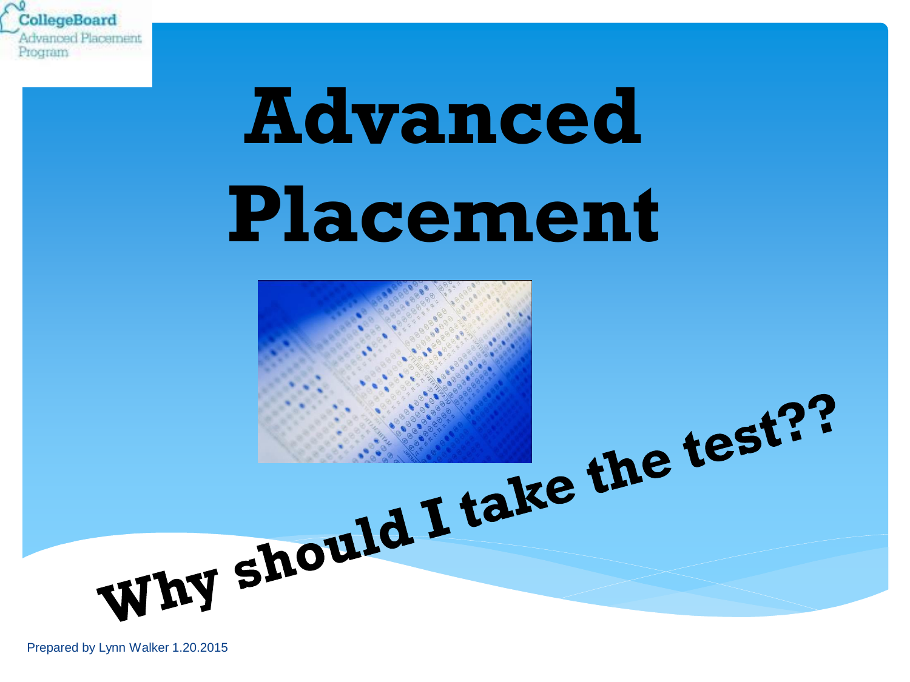CollegeBoard
Advanced Placement Program

# Advanced Placement

## Why should I take the test??

Prepared by Lynn Walker 1.20.2015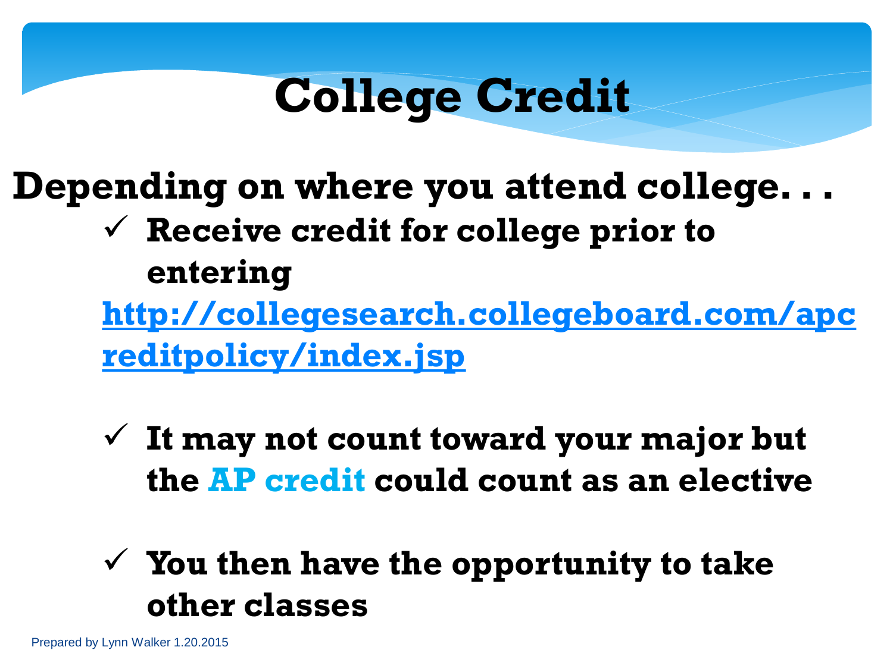# College Credit

**Depending on where you attend college. . .**

- ✓ **Receive credit for college prior to entering**
  **http://collegesearch.collegeboard.com/apcreditpolicy/index.jsp**

- ✓ **It may not count toward your major but the AP credit could count as an elective**

- ✓ **You then have the opportunity to take other classes**

Prepared by Lynn Walker 1.20.2015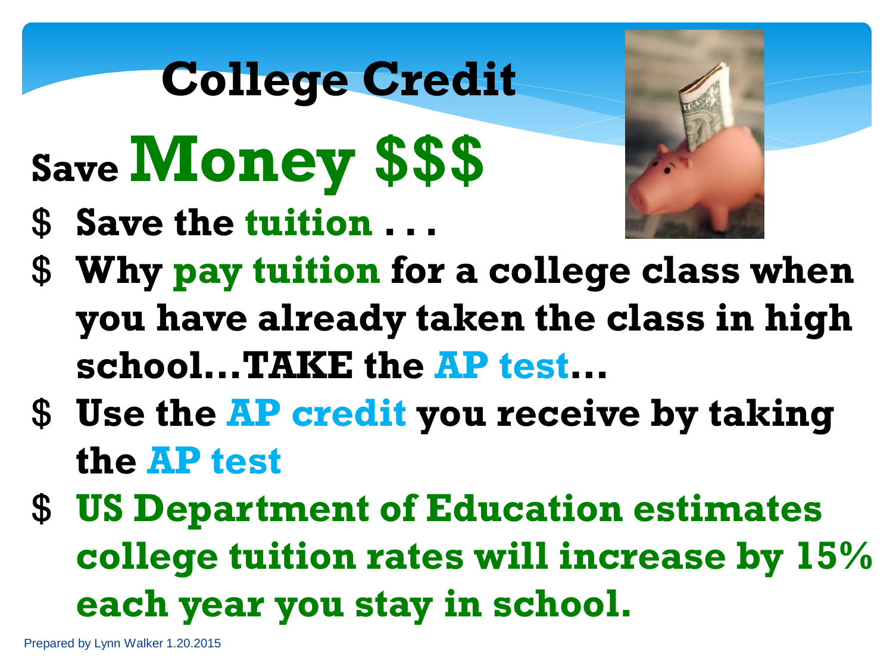# College Credit

## Save **Money $$$**

- **Save the tuition . . .**
- **Why pay tuition for a college class when you have already taken the class in high school…TAKE the AP test…**
- **Use the AP credit you receive by taking the AP test**
- **US Department of Education estimates college tuition rates will increase by 15% each year you stay in school.**

Prepared by Lynn Walker 1.20.2015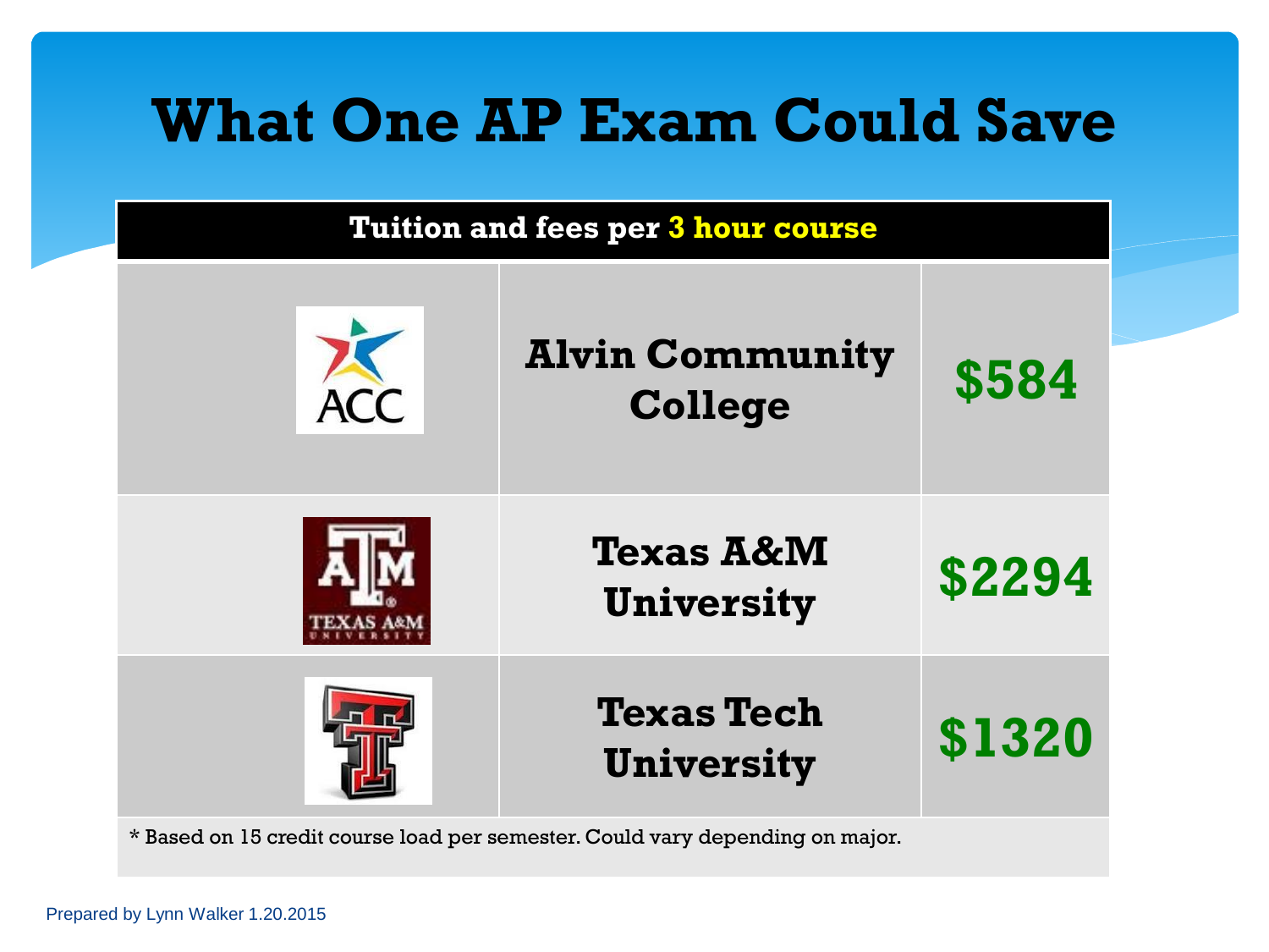# What One AP Exam Could Save

| Tuition and fees per 3 hour course | | |
|---|---|---|
| ACC | Alvin Community College | $584 |
| TEXAS A&M UNIVERSITY | Texas A&M University | $2294 |
| | Texas Tech University | $1320 |

* Based on 15 credit course load per semester. Could vary depending on major.

Prepared by Lynn Walker 1.20.2015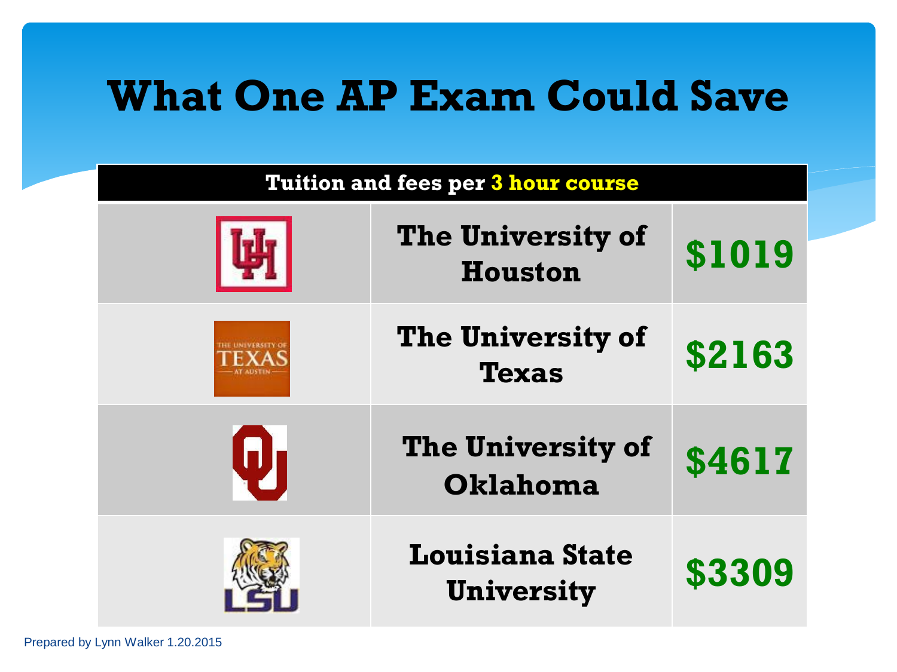# What One AP Exam Could Save

| Tuition and fees per 3 hour course | | |
|---|---|---|
| | The University of Houston | $1019 |
| | The University of Texas | $2163 |
| | The University of Oklahoma | $4617 |
| | Louisiana State University | $3309 |

Prepared by Lynn Walker 1.20.2015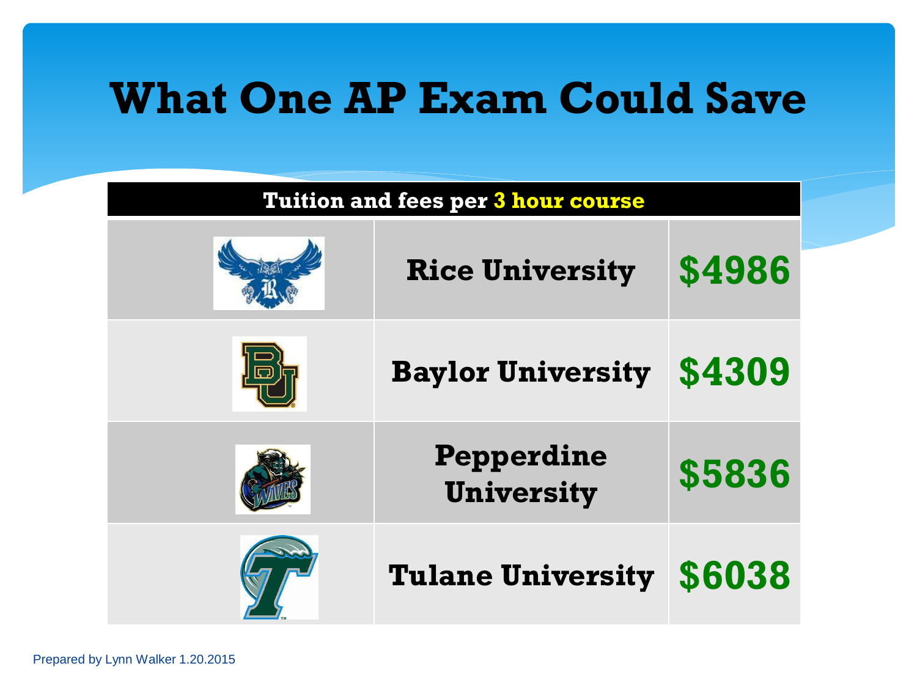# What One AP Exam Could Save

| Tuition and fees per 3 hour course | | |
|---|---|---|
| | **Rice University** | **$4986** |
| | **Baylor University** | **$4309** |
| | **Pepperdine University** | **$5836** |
| | **Tulane University** | **$6038** |

Prepared by Lynn Walker 1.20.2015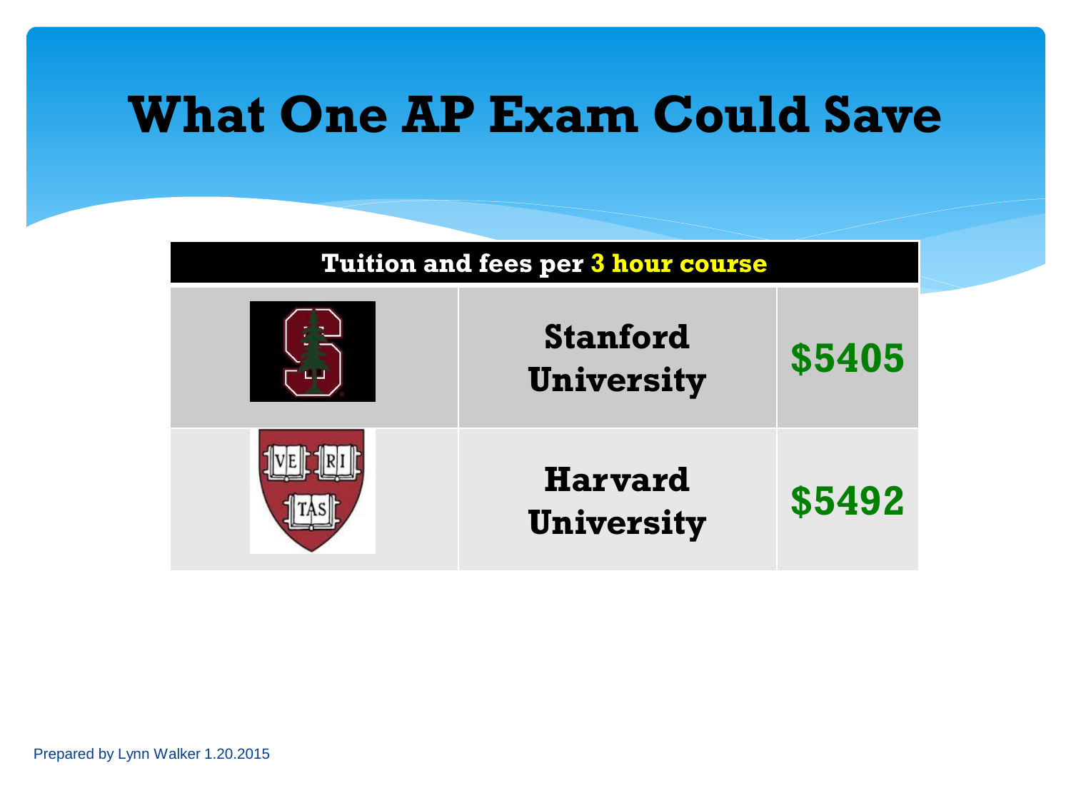# What One AP Exam Could Save

| Tuition and fees per 3 hour course | | |
|---|---|---|
| | Stanford University | $5405 |
| | Harvard University | $5492 |

Prepared by Lynn Walker 1.20.2015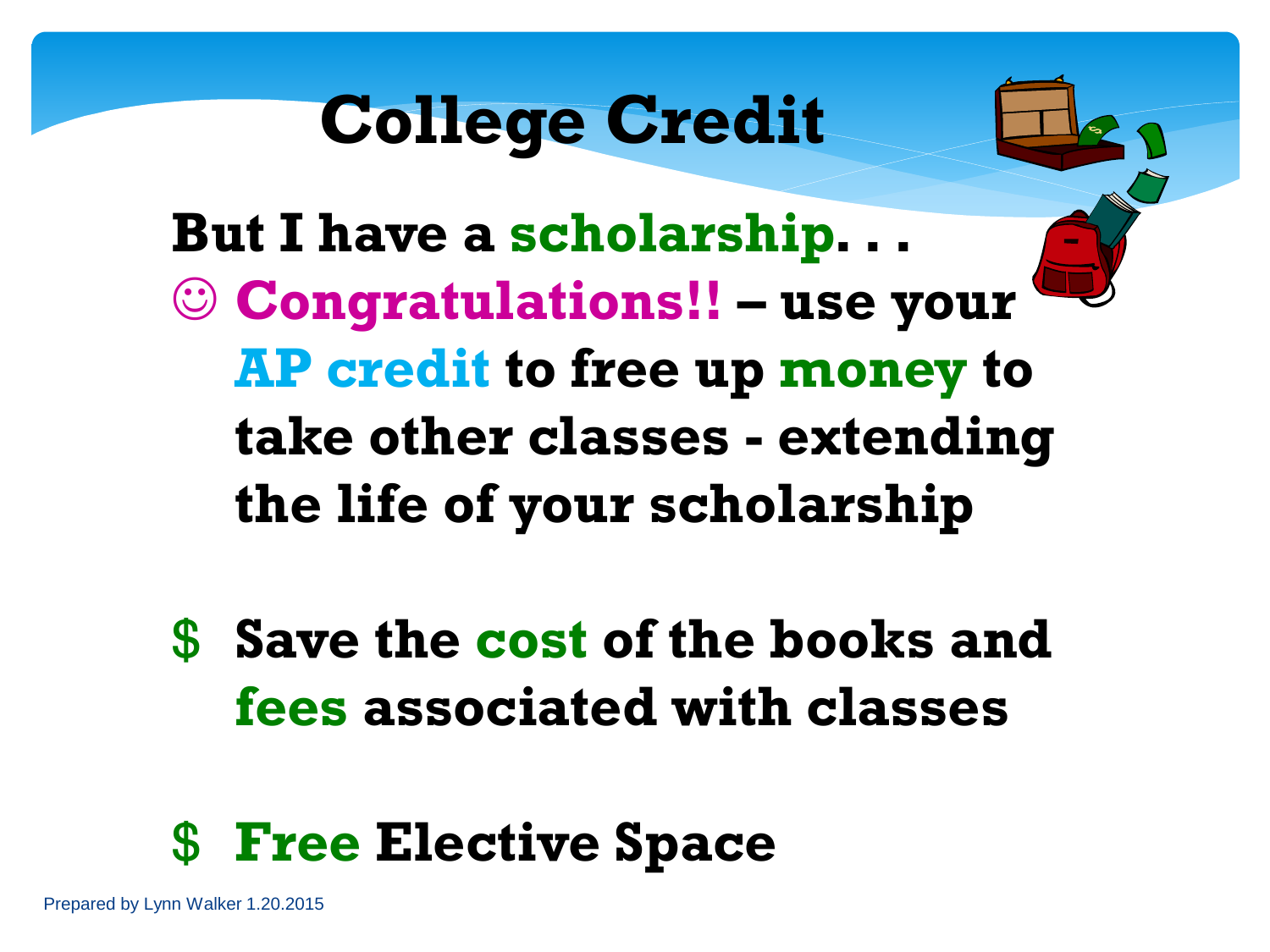# College Credit

**But I have a scholarship. . .**

- ☺ **Congratulations!! – use your AP credit to free up money to take other classes - extending the life of your scholarship**

- $ **Save the cost of the books and fees associated with classes**

- $ **Free Elective Space**

Prepared by Lynn Walker 1.20.2015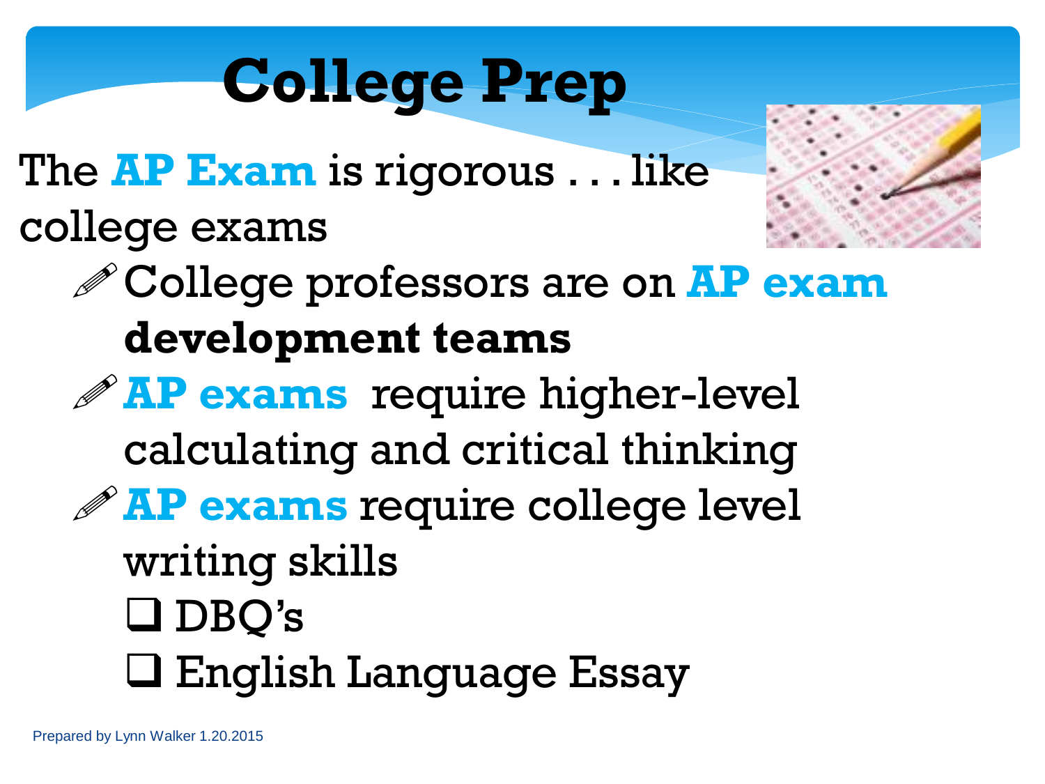# College Prep

The **AP Exam** is rigorous . . . like college exams

- College professors are on **AP exam development teams**
- **AP exams** require higher-level calculating and critical thinking
- **AP exams** require college level writing skills
  - DBQ's
  - English Language Essay

Prepared by Lynn Walker 1.20.2015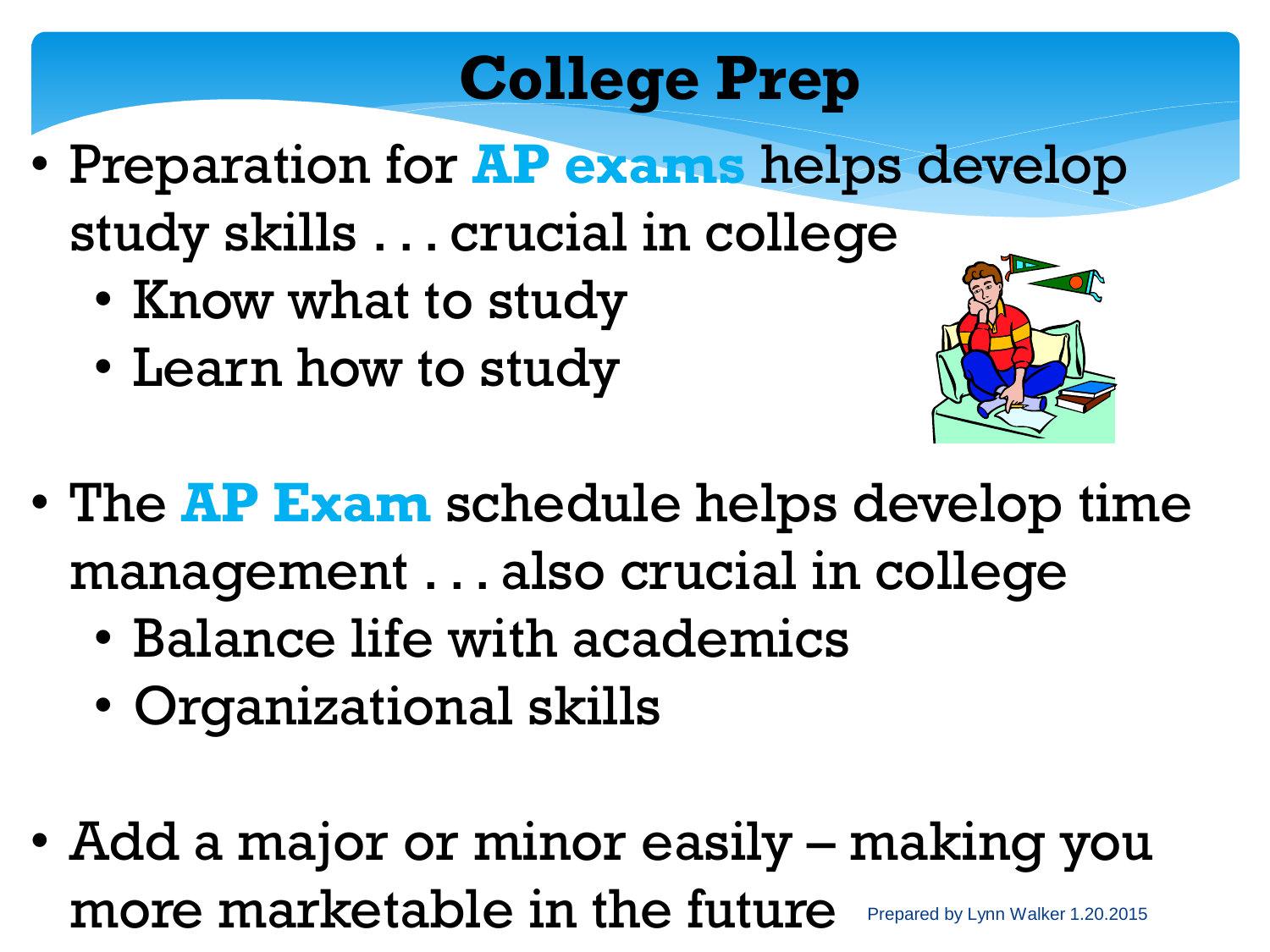# College Prep

- Preparation for **AP exams** helps develop study skills . . . crucial in college
  - Know what to study
  - Learn how to study

- The **AP Exam** schedule helps develop time management . . . also crucial in college
  - Balance life with academics
  - Organizational skills

- Add a major or minor easily – making you more marketable in the future

Prepared by Lynn Walker 1.20.2015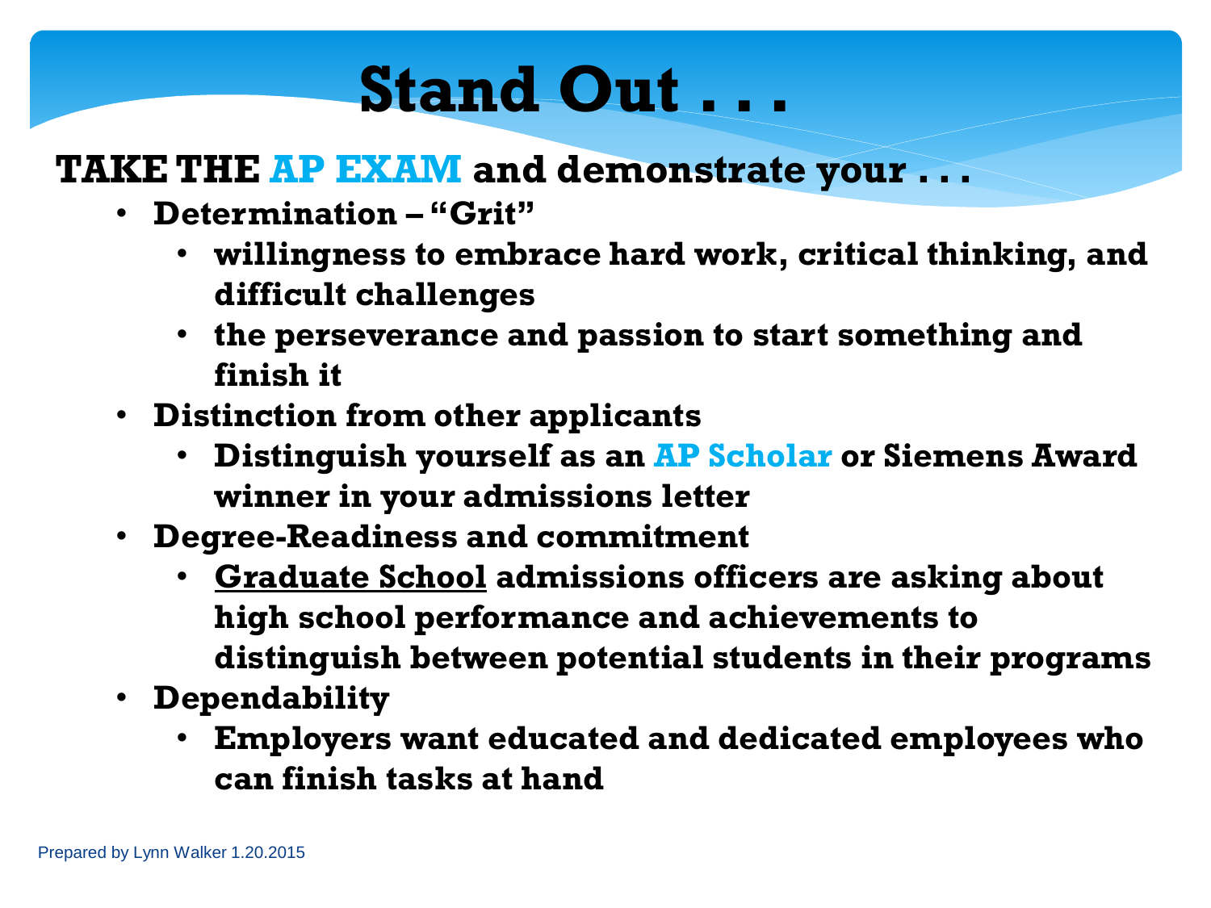# Stand Out . . .

**TAKE THE AP EXAM and demonstrate your . . .**

- **Determination – "Grit"**
  - **willingness to embrace hard work, critical thinking, and difficult challenges**
  - **the perseverance and passion to start something and finish it**
- **Distinction from other applicants**
  - **Distinguish yourself as an AP Scholar or Siemens Award winner in your admissions letter**
- **Degree-Readiness and commitment**
  - **<u>Graduate School</u> admissions officers are asking about high school performance and achievements to distinguish between potential students in their programs**
- **Dependability**
  - **Employers want educated and dedicated employees who can finish tasks at hand**

Prepared by Lynn Walker 1.20.2015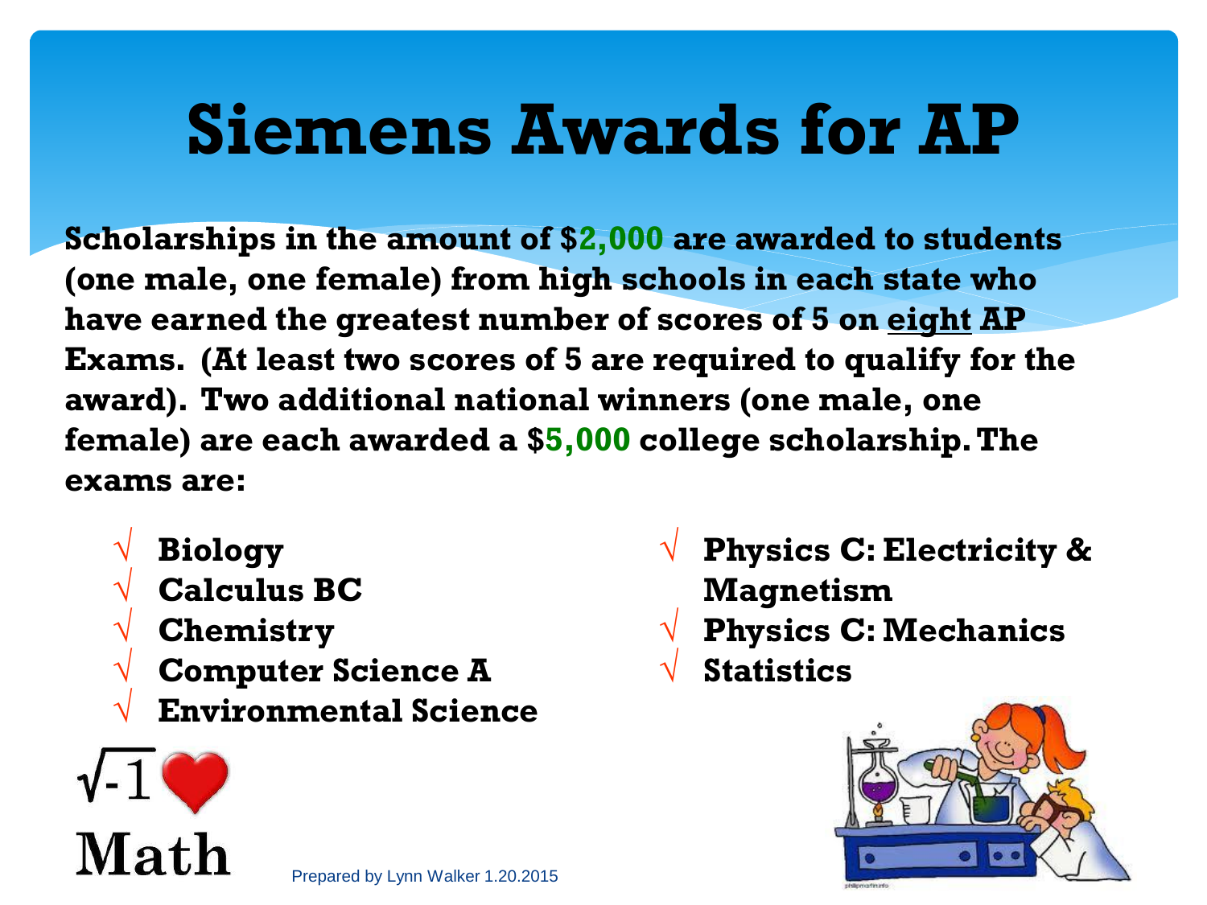# Siemens Awards for AP

**Scholarships in the amount of $2,000 are awarded to students (one male, one female) from high schools in each state who have earned the greatest number of scores of 5 on eight AP Exams. (At least two scores of 5 are required to qualify for the award). Two additional national winners (one male, one female) are each awarded a $5,000 college scholarship. The exams are:**

- √ **Biology**
- √ **Calculus BC**
- √ **Chemistry**
- √ **Computer Science A**
- √ **Environmental Science**
- √ **Physics C: Electricity & Magnetism**
- √ **Physics C: Mechanics**
- √ **Statistics**

$\sqrt{-1}$ ❤ Math

Prepared by Lynn Walker 1.20.2015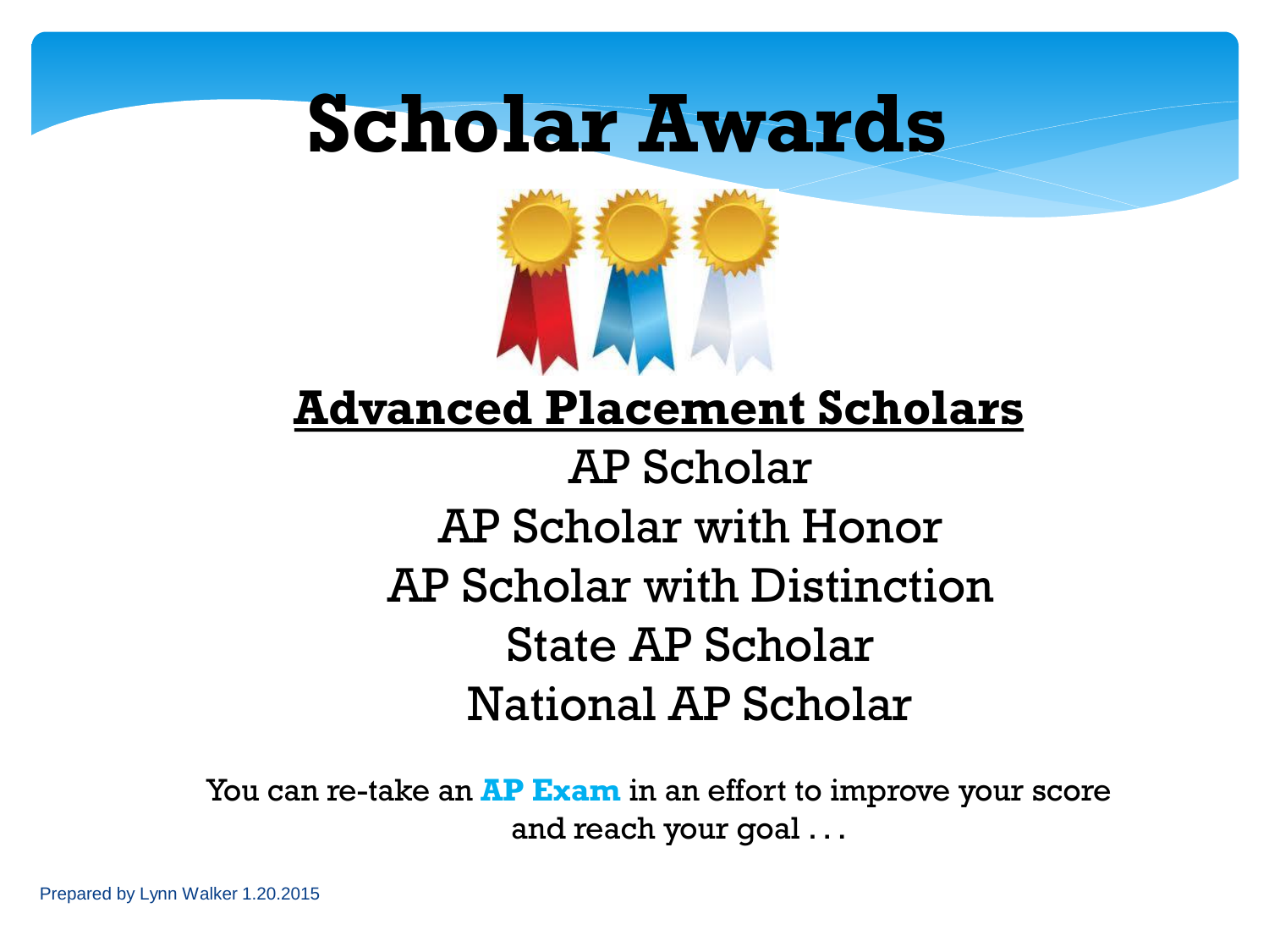# Scholar Awards

## Advanced Placement Scholars

AP Scholar

AP Scholar with Honor

AP Scholar with Distinction

State AP Scholar

National AP Scholar

You can re-take an **AP Exam** in an effort to improve your score and reach your goal . . .

Prepared by Lynn Walker 1.20.2015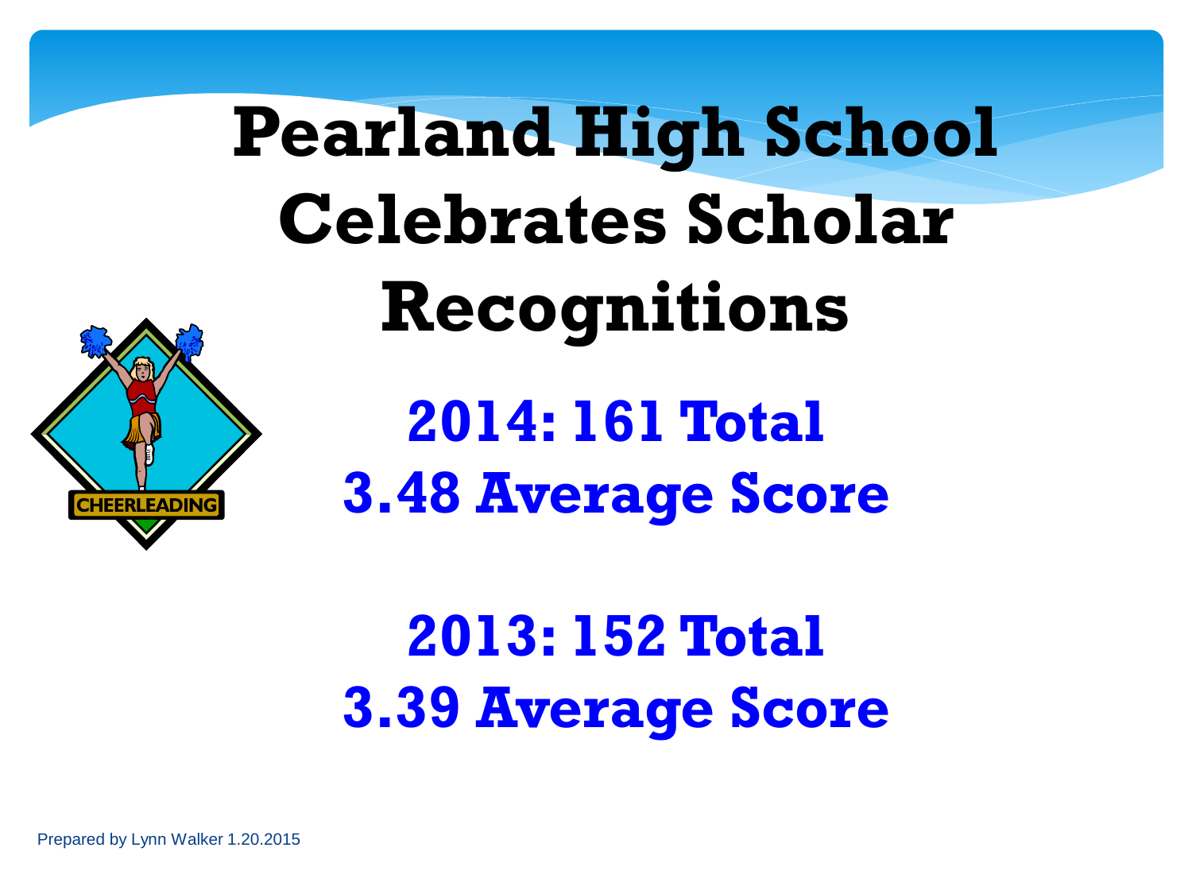# Pearland High School Celebrates Scholar Recognitions

**2014: 161 Total**
**3.48 Average Score**

**2013: 152 Total**
**3.39 Average Score**

Prepared by Lynn Walker 1.20.2015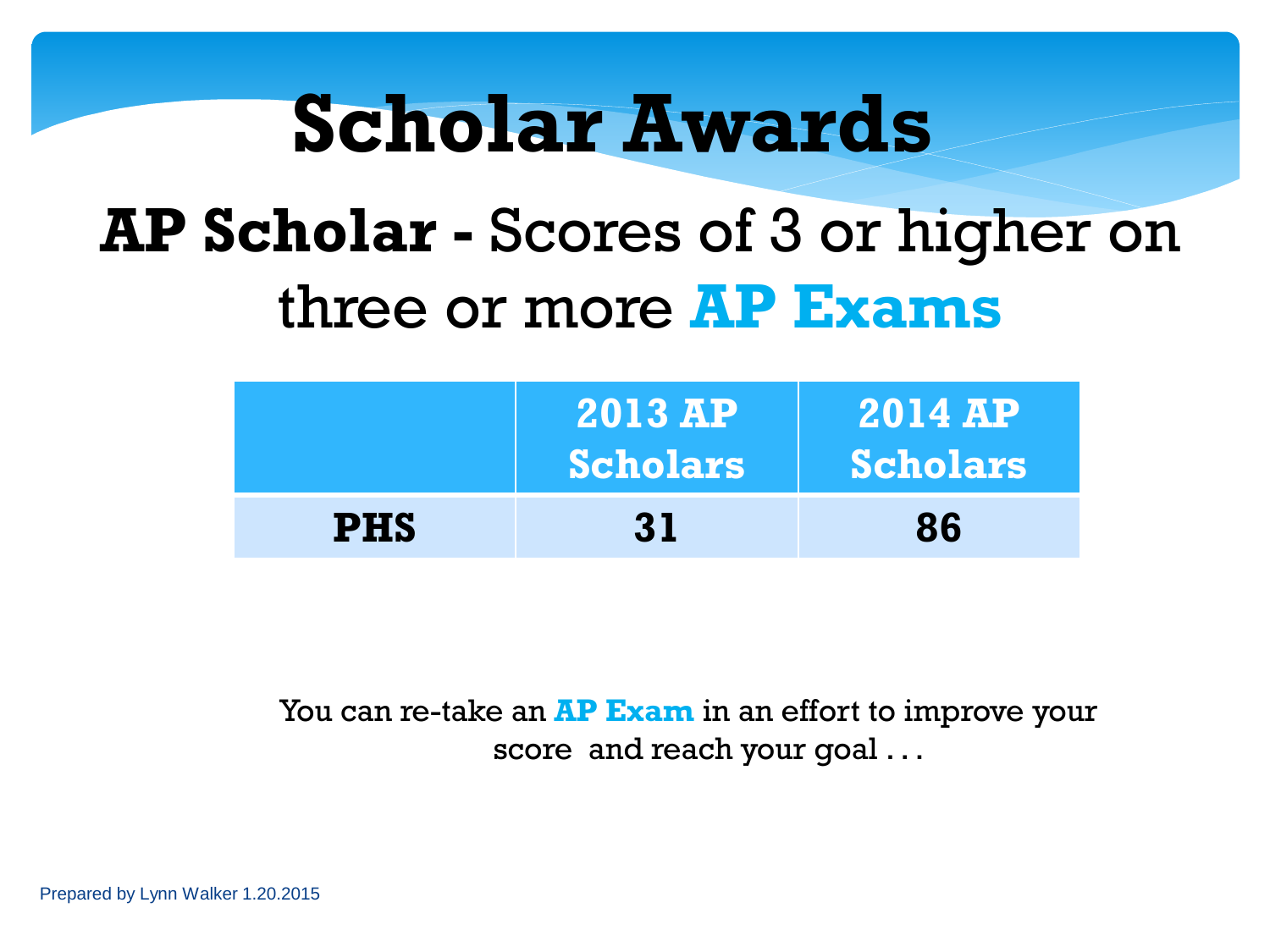# Scholar Awards

## **AP Scholar -** Scores of 3 or higher on three or more **AP Exams**

| | 2013 AP Scholars | 2014 AP Scholars |
|---|---|---|
| **PHS** | **31** | **86** |

You can re-take an **AP Exam** in an effort to improve your score and reach your goal . . .

Prepared by Lynn Walker 1.20.2015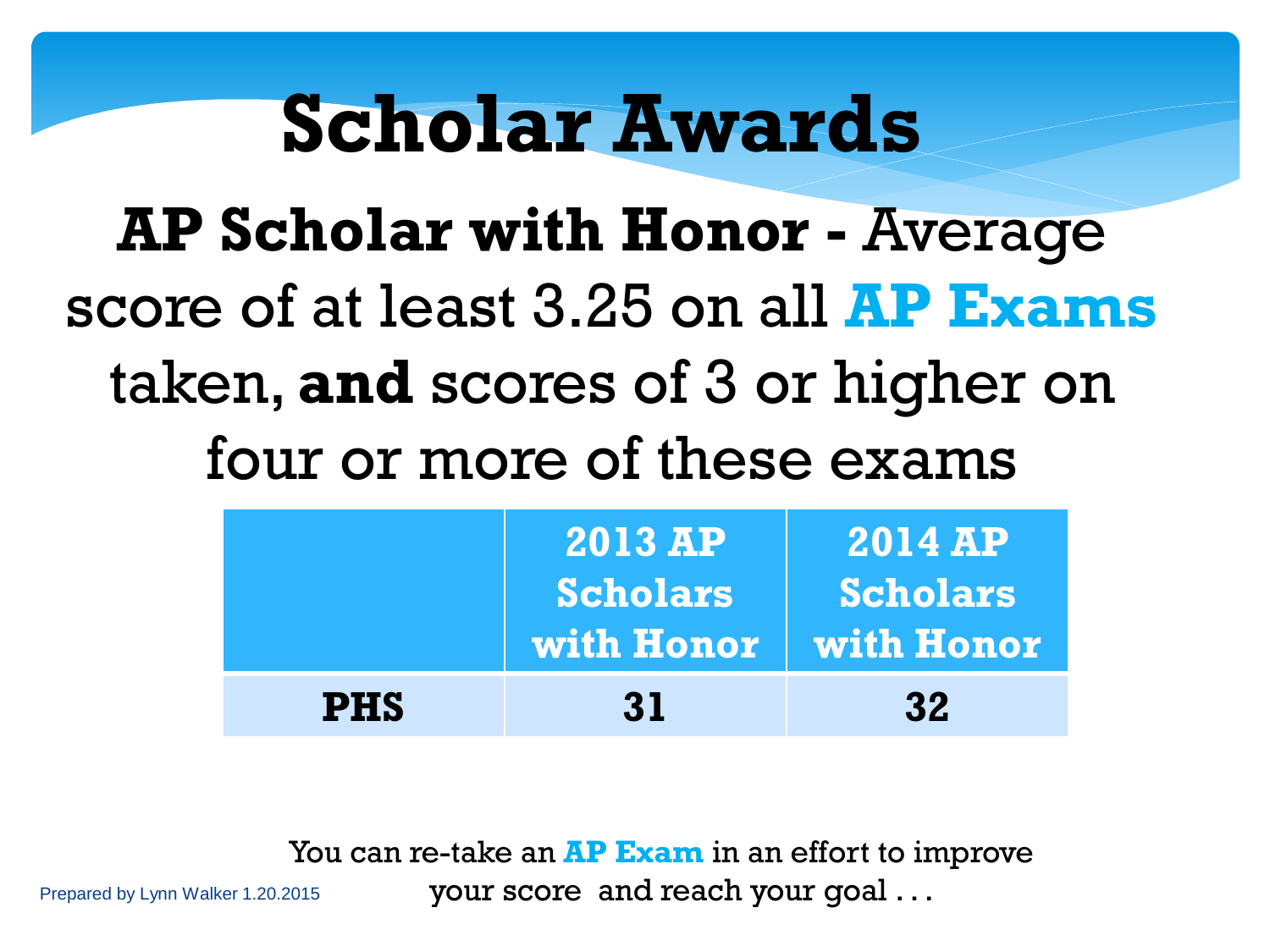# Scholar Awards

**AP Scholar with Honor -** Average score of at least 3.25 on all **AP Exams** taken, **and** scores of 3 or higher on four or more of these exams

| | 2013 AP Scholars with Honor | 2014 AP Scholars with Honor |
|---|---|---|
| **PHS** | **31** | **32** |

You can re-take an **AP Exam** in an effort to improve your score and reach your goal . . .

Prepared by Lynn Walker 1.20.2015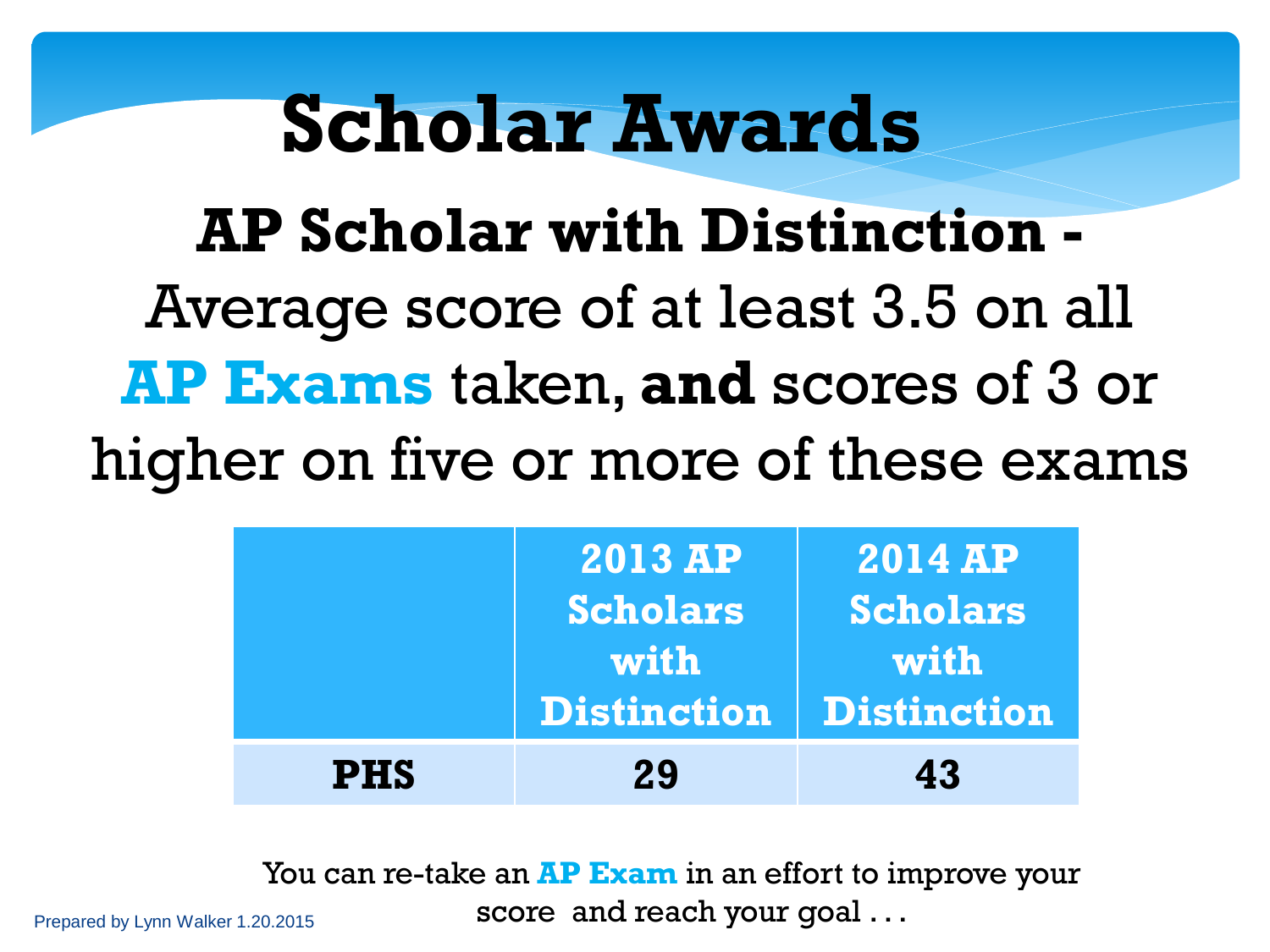# Scholar Awards

**AP Scholar with Distinction -** Average score of at least 3.5 on all **AP Exams** taken, **and** scores of 3 or higher on five or more of these exams

| | 2013 AP Scholars with Distinction | 2014 AP Scholars with Distinction |
|---|---|---|
| **PHS** | **29** | **43** |

You can re-take an **AP Exam** in an effort to improve your score and reach your goal . . .

Prepared by Lynn Walker 1.20.2015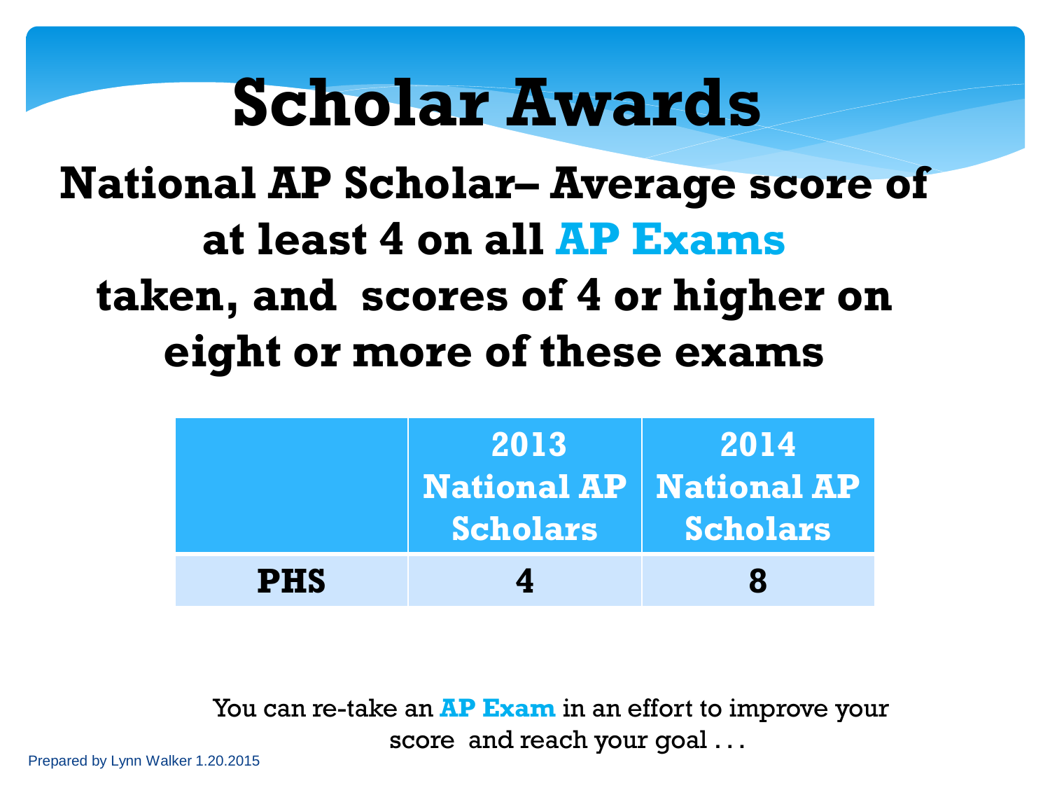# Scholar Awards

## National AP Scholar– Average score of at least 4 on all AP Exams taken, and scores of 4 or higher on eight or more of these exams

| | 2013 National AP Scholars | 2014 National AP Scholars |
|---|---|---|
| **PHS** | **4** | **8** |

You can re-take an **AP Exam** in an effort to improve your score and reach your goal . . .

Prepared by Lynn Walker 1.20.2015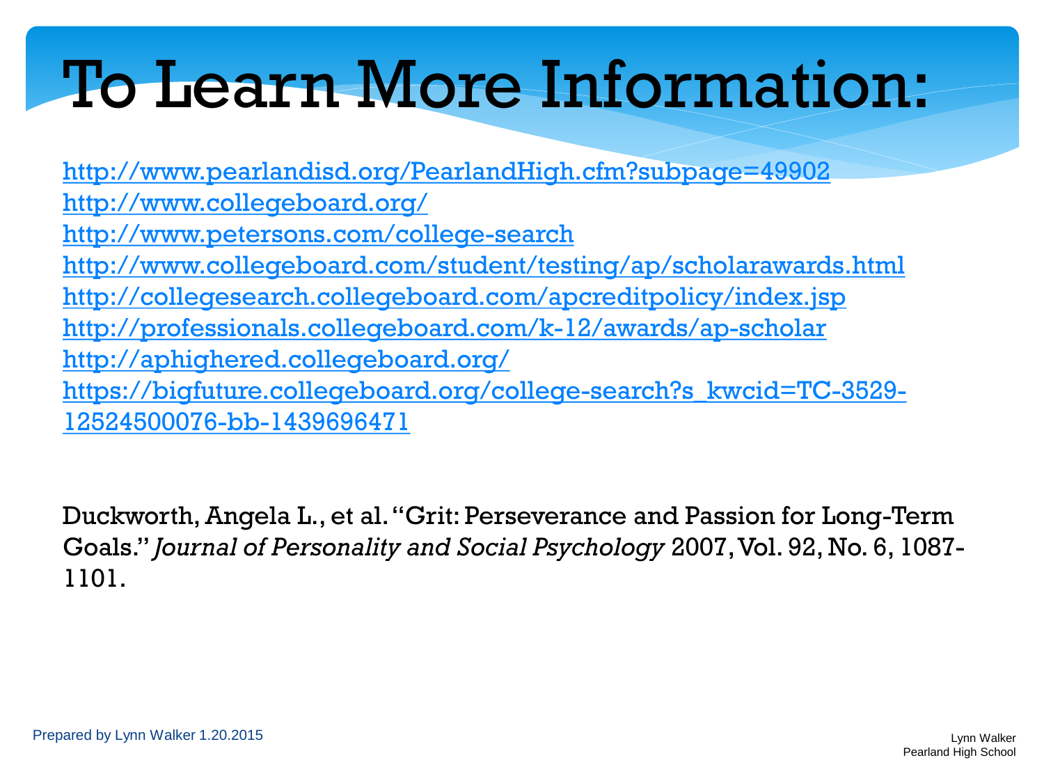# To Learn More Information:

http://www.pearlandisd.org/PearlandHigh.cfm?subpage=49902
http://www.collegeboard.org/
http://www.petersons.com/college-search
http://www.collegeboard.com/student/testing/ap/scholarawards.html
http://collegesearch.collegeboard.com/apcreditpolicy/index.jsp
http://professionals.collegeboard.com/k-12/awards/ap-scholar
http://aphighered.collegeboard.org/
https://bigfuture.collegeboard.org/college-search?s_kwcid=TC-3529-12524500076-bb-1439696471

Duckworth, Angela L., et al. "Grit: Perseverance and Passion for Long-Term Goals." *Journal of Personality and Social Psychology* 2007, Vol. 92, No. 6, 1087-1101.

Prepared by Lynn Walker 1.20.2015

Lynn Walker
Pearland High School